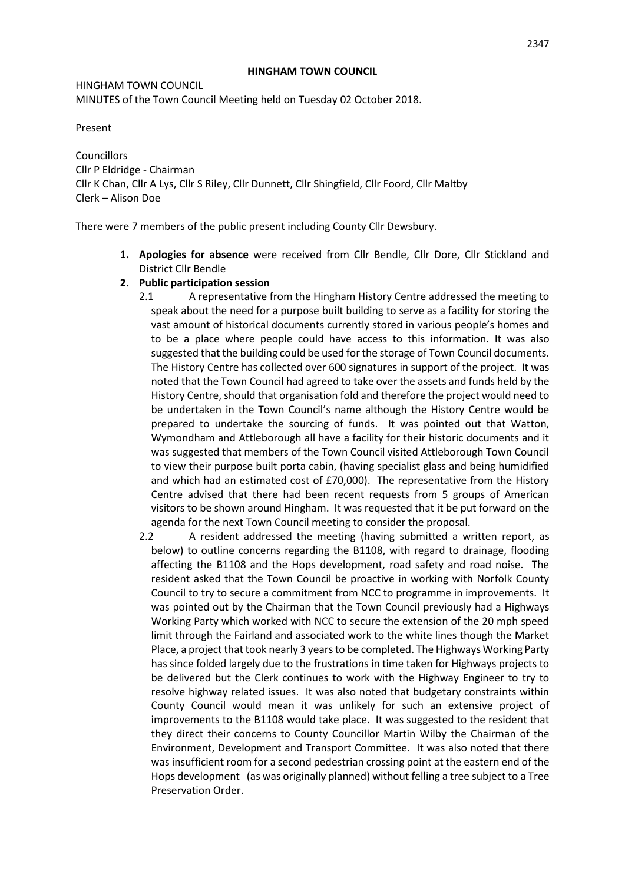# HINGHAM TOWN COUNCIL

HINGHAM TOWN COUNCIL
MINUTES of the Town Council Meeting held on Tuesday 02 October 2018.

Present

Councillors
Cllr P Eldridge - Chairman
Cllr K Chan, Cllr A Lys, Cllr S Riley, Cllr Dunnett, Cllr Shingfield, Cllr Foord, Cllr Maltby
Clerk – Alison Doe

There were 7 members of the public present including County Cllr Dewsbury.

1. **Apologies for absence** were received from Cllr Bendle, Cllr Dore, Cllr Stickland and District Cllr Bendle
2. **Public participation session**
   - 2.1 A representative from the Hingham History Centre addressed the meeting to speak about the need for a purpose built building to serve as a facility for storing the vast amount of historical documents currently stored in various people's homes and to be a place where people could have access to this information. It was also suggested that the building could be used for the storage of Town Council documents. The History Centre has collected over 600 signatures in support of the project. It was noted that the Town Council had agreed to take over the assets and funds held by the History Centre, should that organisation fold and therefore the project would need to be undertaken in the Town Council's name although the History Centre would be prepared to undertake the sourcing of funds. It was pointed out that Watton, Wymondham and Attleborough all have a facility for their historic documents and it was suggested that members of the Town Council visited Attleborough Town Council to view their purpose built porta cabin, (having specialist glass and being humidified and which had an estimated cost of £70,000). The representative from the History Centre advised that there had been recent requests from 5 groups of American visitors to be shown around Hingham. It was requested that it be put forward on the agenda for the next Town Council meeting to consider the proposal.
   - 2.2 A resident addressed the meeting (having submitted a written report, as below) to outline concerns regarding the B1108, with regard to drainage, flooding affecting the B1108 and the Hops development, road safety and road noise. The resident asked that the Town Council be proactive in working with Norfolk County Council to try to secure a commitment from NCC to programme in improvements. It was pointed out by the Chairman that the Town Council previously had a Highways Working Party which worked with NCC to secure the extension of the 20 mph speed limit through the Fairland and associated work to the white lines though the Market Place, a project that took nearly 3 years to be completed. The Highways Working Party has since folded largely due to the frustrations in time taken for Highways projects to be delivered but the Clerk continues to work with the Highway Engineer to try to resolve highway related issues. It was also noted that budgetary constraints within County Council would mean it was unlikely for such an extensive project of improvements to the B1108 would take place. It was suggested to the resident that they direct their concerns to County Councillor Martin Wilby the Chairman of the Environment, Development and Transport Committee. It was also noted that there was insufficient room for a second pedestrian crossing point at the eastern end of the Hops development (as was originally planned) without felling a tree subject to a Tree Preservation Order.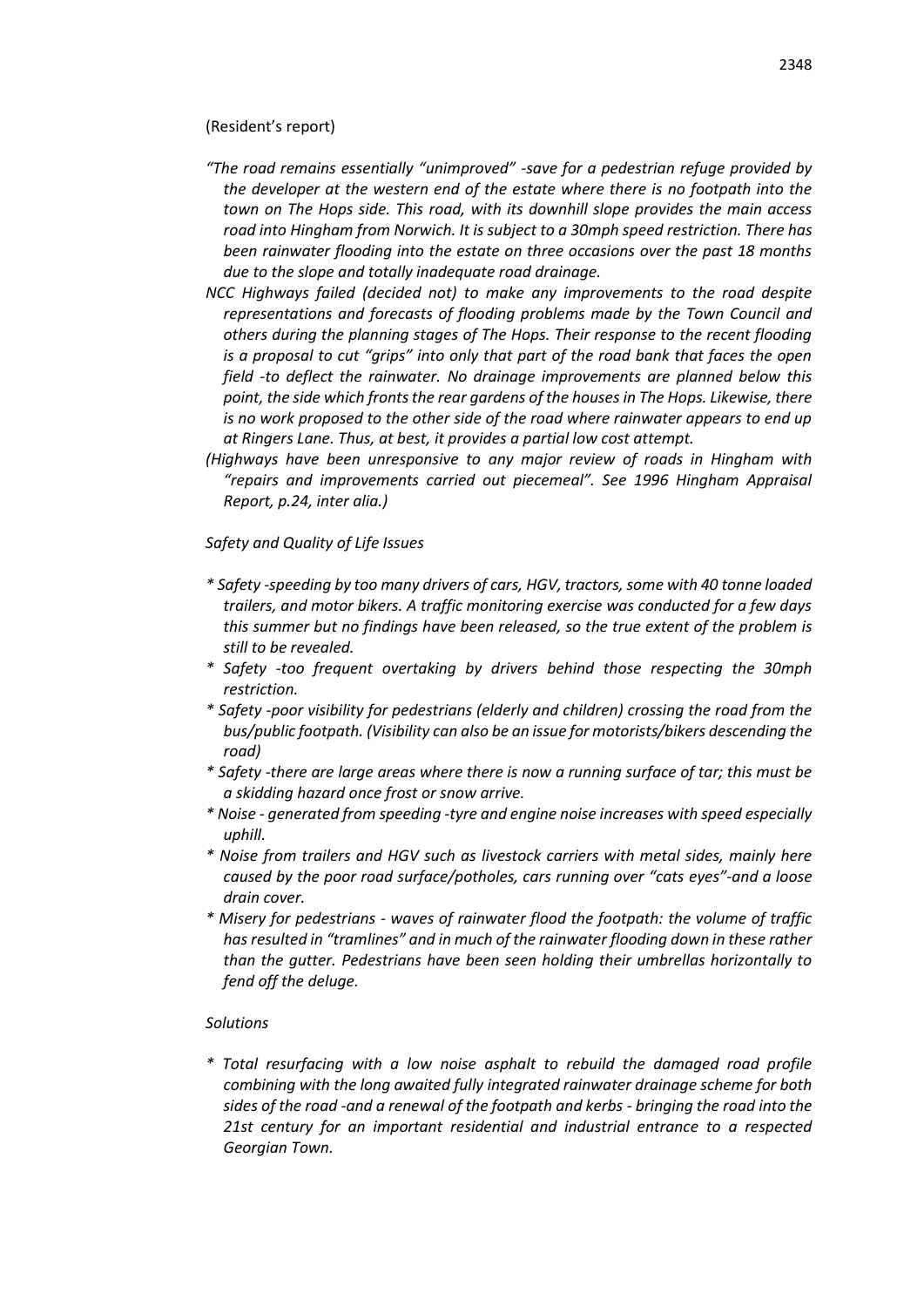(Resident's report)

*"The road remains essentially "unimproved" -save for a pedestrian refuge provided by the developer at the western end of the estate where there is no footpath into the town on The Hops side. This road, with its downhill slope provides the main access road into Hingham from Norwich. It is subject to a 30mph speed restriction. There has been rainwater flooding into the estate on three occasions over the past 18 months due to the slope and totally inadequate road drainage.*

*NCC Highways failed (decided not) to make any improvements to the road despite representations and forecasts of flooding problems made by the Town Council and others during the planning stages of The Hops. Their response to the recent flooding is a proposal to cut "grips" into only that part of the road bank that faces the open field -to deflect the rainwater. No drainage improvements are planned below this point, the side which fronts the rear gardens of the houses in The Hops. Likewise, there is no work proposed to the other side of the road where rainwater appears to end up at Ringers Lane. Thus, at best, it provides a partial low cost attempt.*

*(Highways have been unresponsive to any major review of roads in Hingham with "repairs and improvements carried out piecemeal". See 1996 Hingham Appraisal Report, p.24, inter alia.)*

*Safety and Quality of Life Issues*

- *Safety -speeding by too many drivers of cars, HGV, tractors, some with 40 tonne loaded trailers, and motor bikers. A traffic monitoring exercise was conducted for a few days this summer but no findings have been released, so the true extent of the problem is still to be revealed.*
- *Safety -too frequent overtaking by drivers behind those respecting the 30mph restriction.*
- *Safety -poor visibility for pedestrians (elderly and children) crossing the road from the bus/public footpath. (Visibility can also be an issue for motorists/bikers descending the road)*
- *Safety -there are large areas where there is now a running surface of tar; this must be a skidding hazard once frost or snow arrive.*
- *Noise - generated from speeding -tyre and engine noise increases with speed especially uphill.*
- *Noise from trailers and HGV such as livestock carriers with metal sides, mainly here caused by the poor road surface/potholes, cars running over "cats eyes"-and a loose drain cover.*
- *Misery for pedestrians - waves of rainwater flood the footpath: the volume of traffic has resulted in "tramlines" and in much of the rainwater flooding down in these rather than the gutter. Pedestrians have been seen holding their umbrellas horizontally to fend off the deluge.*

*Solutions*

- *Total resurfacing with a low noise asphalt to rebuild the damaged road profile combining with the long awaited fully integrated rainwater drainage scheme for both sides of the road -and a renewal of the footpath and kerbs - bringing the road into the 21st century for an important residential and industrial entrance to a respected Georgian Town.*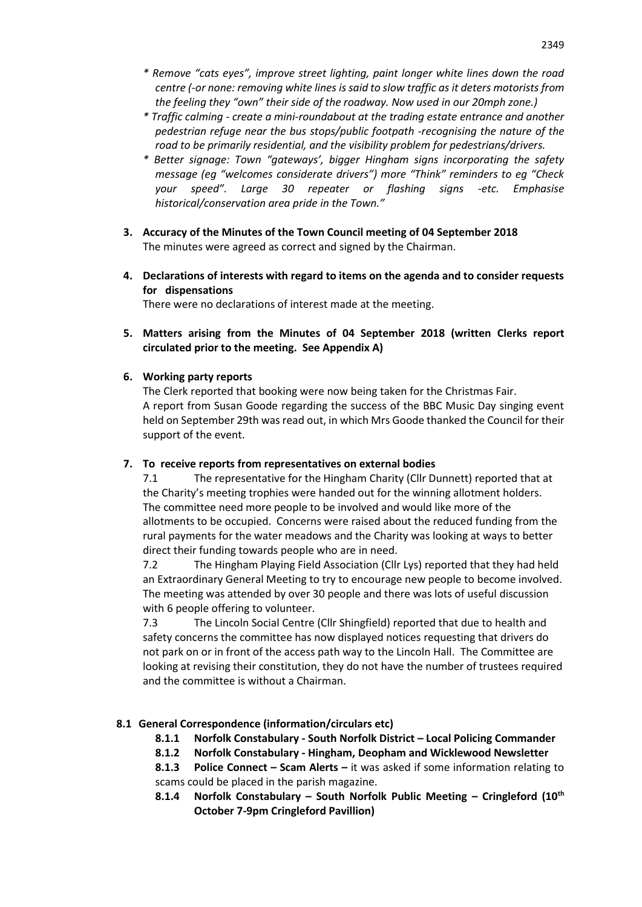* *Remove "cats eyes", improve street lighting, paint longer white lines down the road centre (-or none: removing white lines is said to slow traffic as it deters motorists from the feeling they "own" their side of the roadway. Now used in our 20mph zone.)*
* *Traffic calming - create a mini-roundabout at the trading estate entrance and another pedestrian refuge near the bus stops/public footpath -recognising the nature of the road to be primarily residential, and the visibility problem for pedestrians/drivers.*
* *Better signage: Town "gateways', bigger Hingham signs incorporating the safety message (eg "welcomes considerate drivers") more "Think" reminders to eg "Check your speed". Large 30 repeater or flashing signs -etc. Emphasise historical/conservation area pride in the Town."*

**3. Accuracy of the Minutes of the Town Council meeting of 04 September 2018**

The minutes were agreed as correct and signed by the Chairman.

**4. Declarations of interests with regard to items on the agenda and to consider requests for dispensations**

There were no declarations of interest made at the meeting.

**5. Matters arising from the Minutes of 04 September 2018 (written Clerks report circulated prior to the meeting. See Appendix A)**

**6. Working party reports**

The Clerk reported that booking were now being taken for the Christmas Fair.
A report from Susan Goode regarding the success of the BBC Music Day singing event held on September 29th was read out, in which Mrs Goode thanked the Council for their support of the event.

**7. To receive reports from representatives on external bodies**

7.1 The representative for the Hingham Charity (Cllr Dunnett) reported that at the Charity's meeting trophies were handed out for the winning allotment holders. The committee need more people to be involved and would like more of the allotments to be occupied. Concerns were raised about the reduced funding from the rural payments for the water meadows and the Charity was looking at ways to better direct their funding towards people who are in need.

7.2 The Hingham Playing Field Association (Cllr Lys) reported that they had held an Extraordinary General Meeting to try to encourage new people to become involved. The meeting was attended by over 30 people and there was lots of useful discussion with 6 people offering to volunteer.

7.3 The Lincoln Social Centre (Cllr Shingfield) reported that due to health and safety concerns the committee has now displayed notices requesting that drivers do not park on or in front of the access path way to the Lincoln Hall. The Committee are looking at revising their constitution, they do not have the number of trustees required and the committee is without a Chairman.

**8.1 General Correspondence (information/circulars etc)**

**8.1.1 Norfolk Constabulary - South Norfolk District – Local Policing Commander**

**8.1.2 Norfolk Constabulary - Hingham, Deopham and Wicklewood Newsletter**

**8.1.3 Police Connect – Scam Alerts –** it was asked if some information relating to scams could be placed in the parish magazine.

**8.1.4 Norfolk Constabulary – South Norfolk Public Meeting – Cringleford (10th October 7-9pm Cringleford Pavillion)**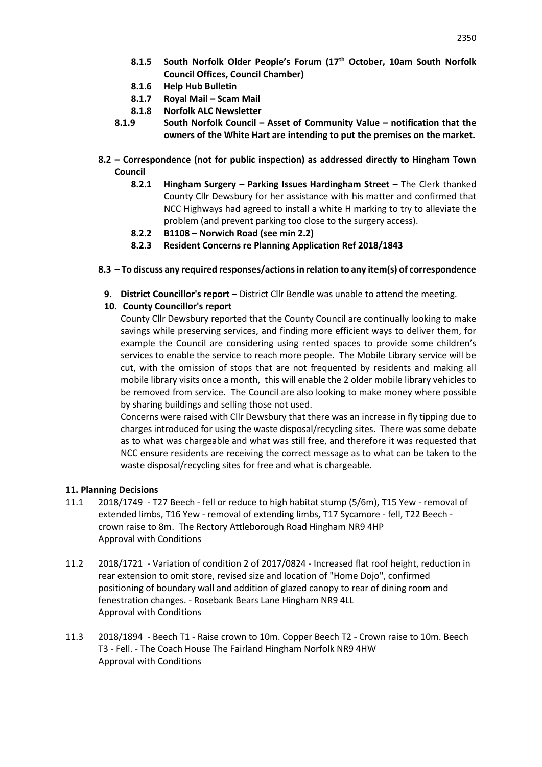- **8.1.5 South Norfolk Older People's Forum (17th October, 10am South Norfolk Council Offices, Council Chamber)**
- **8.1.6 Help Hub Bulletin**
- **8.1.7 Royal Mail – Scam Mail**
- **8.1.8 Norfolk ALC Newsletter**
- **8.1.9 South Norfolk Council – Asset of Community Value – notification that the owners of the White Hart are intending to put the premises on the market.**

**8.2 – Correspondence (not for public inspection) as addressed directly to Hingham Town Council**

- **8.2.1 Hingham Surgery – Parking Issues Hardingham Street** – The Clerk thanked County Cllr Dewsbury for her assistance with his matter and confirmed that NCC Highways had agreed to install a white H marking to try to alleviate the problem (and prevent parking too close to the surgery access).
- **8.2.2 B1108 – Norwich Road (see min 2.2)**
- **8.2.3 Resident Concerns re Planning Application Ref 2018/1843**

**8.3 – To discuss any required responses/actions in relation to any item(s) of correspondence**

**9. District Councillor's report** – District Cllr Bendle was unable to attend the meeting.

**10. County Councillor's report**

County Cllr Dewsbury reported that the County Council are continually looking to make savings while preserving services, and finding more efficient ways to deliver them, for example the Council are considering using rented spaces to provide some children's services to enable the service to reach more people. The Mobile Library service will be cut, with the omission of stops that are not frequented by residents and making all mobile library visits once a month, this will enable the 2 older mobile library vehicles to be removed from service. The Council are also looking to make money where possible by sharing buildings and selling those not used.

Concerns were raised with Cllr Dewsbury that there was an increase in fly tipping due to charges introduced for using the waste disposal/recycling sites. There was some debate as to what was chargeable and what was still free, and therefore it was requested that NCC ensure residents are receiving the correct message as to what can be taken to the waste disposal/recycling sites for free and what is chargeable.

**11. Planning Decisions**

11.1 2018/1749 - T27 Beech - fell or reduce to high habitat stump (5/6m), T15 Yew - removal of extended limbs, T16 Yew - removal of extending limbs, T17 Sycamore - fell, T22 Beech - crown raise to 8m. The Rectory Attleborough Road Hingham NR9 4HP
Approval with Conditions

11.2 2018/1721 - Variation of condition 2 of 2017/0824 - Increased flat roof height, reduction in rear extension to omit store, revised size and location of "Home Dojo", confirmed positioning of boundary wall and addition of glazed canopy to rear of dining room and fenestration changes. - Rosebank Bears Lane Hingham NR9 4LL
Approval with Conditions

11.3 2018/1894 - Beech T1 - Raise crown to 10m. Copper Beech T2 - Crown raise to 10m. Beech T3 - Fell. - The Coach House The Fairland Hingham Norfolk NR9 4HW
Approval with Conditions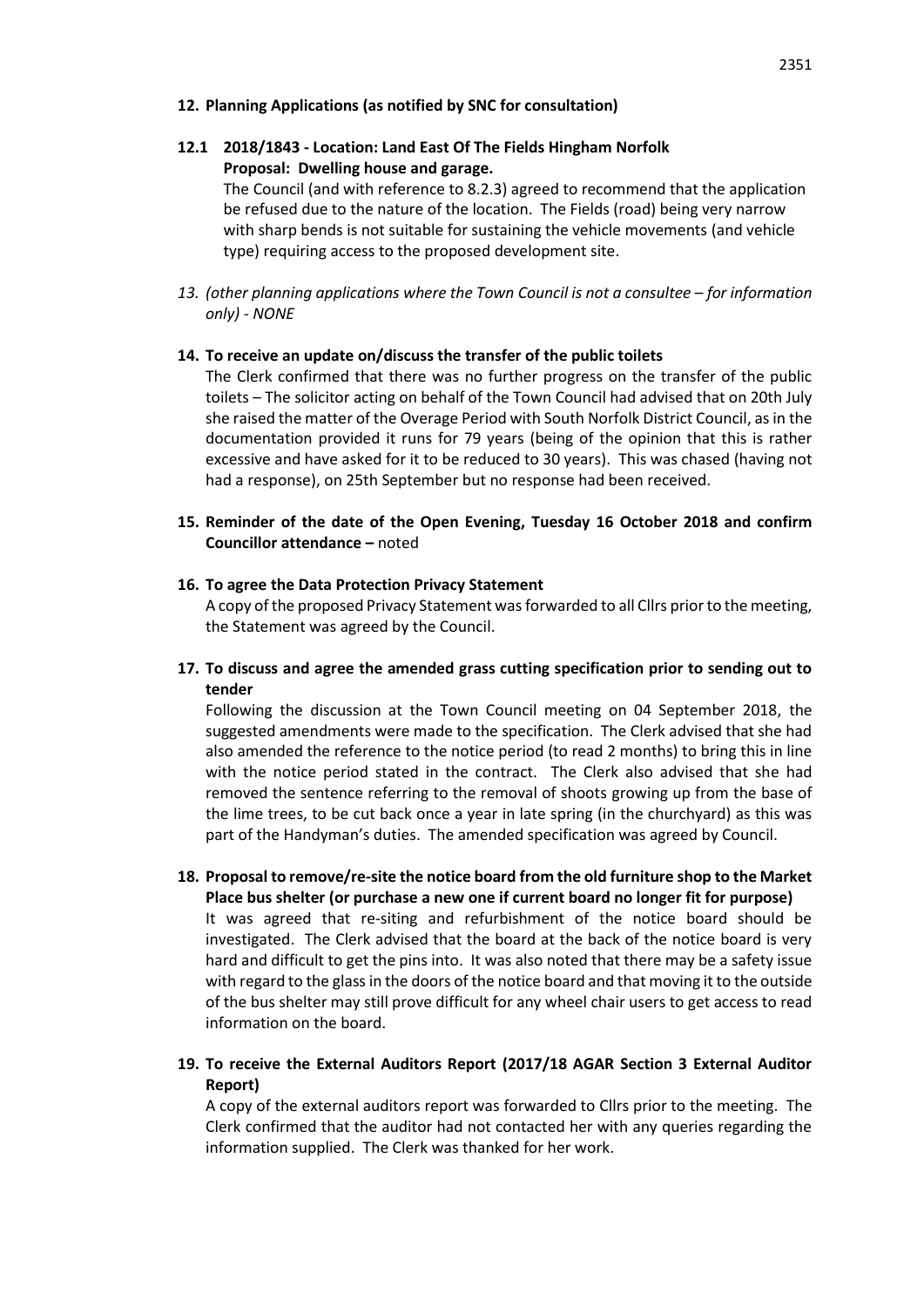**12. Planning Applications (as notified by SNC for consultation)**

**12.1 2018/1843 - Location: Land East Of The Fields Hingham Norfolk**
**Proposal: Dwelling house and garage.**

The Council (and with reference to 8.2.3) agreed to recommend that the application be refused due to the nature of the location. The Fields (road) being very narrow with sharp bends is not suitable for sustaining the vehicle movements (and vehicle type) requiring access to the proposed development site.

*13. (other planning applications where the Town Council is not a consultee – for information only) - NONE*

**14. To receive an update on/discuss the transfer of the public toilets**

The Clerk confirmed that there was no further progress on the transfer of the public toilets – The solicitor acting on behalf of the Town Council had advised that on 20th July she raised the matter of the Overage Period with South Norfolk District Council, as in the documentation provided it runs for 79 years (being of the opinion that this is rather excessive and have asked for it to be reduced to 30 years). This was chased (having not had a response), on 25th September but no response had been received.

**15. Reminder of the date of the Open Evening, Tuesday 16 October 2018 and confirm Councillor attendance –** noted

**16. To agree the Data Protection Privacy Statement**

A copy of the proposed Privacy Statement was forwarded to all Cllrs prior to the meeting, the Statement was agreed by the Council.

**17. To discuss and agree the amended grass cutting specification prior to sending out to tender**

Following the discussion at the Town Council meeting on 04 September 2018, the suggested amendments were made to the specification. The Clerk advised that she had also amended the reference to the notice period (to read 2 months) to bring this in line with the notice period stated in the contract. The Clerk also advised that she had removed the sentence referring to the removal of shoots growing up from the base of the lime trees, to be cut back once a year in late spring (in the churchyard) as this was part of the Handyman's duties. The amended specification was agreed by Council.

**18. Proposal to remove/re-site the notice board from the old furniture shop to the Market Place bus shelter (or purchase a new one if current board no longer fit for purpose)**

It was agreed that re-siting and refurbishment of the notice board should be investigated. The Clerk advised that the board at the back of the notice board is very hard and difficult to get the pins into. It was also noted that there may be a safety issue with regard to the glass in the doors of the notice board and that moving it to the outside of the bus shelter may still prove difficult for any wheel chair users to get access to read information on the board.

**19. To receive the External Auditors Report (2017/18 AGAR Section 3 External Auditor Report)**

A copy of the external auditors report was forwarded to Cllrs prior to the meeting. The Clerk confirmed that the auditor had not contacted her with any queries regarding the information supplied. The Clerk was thanked for her work.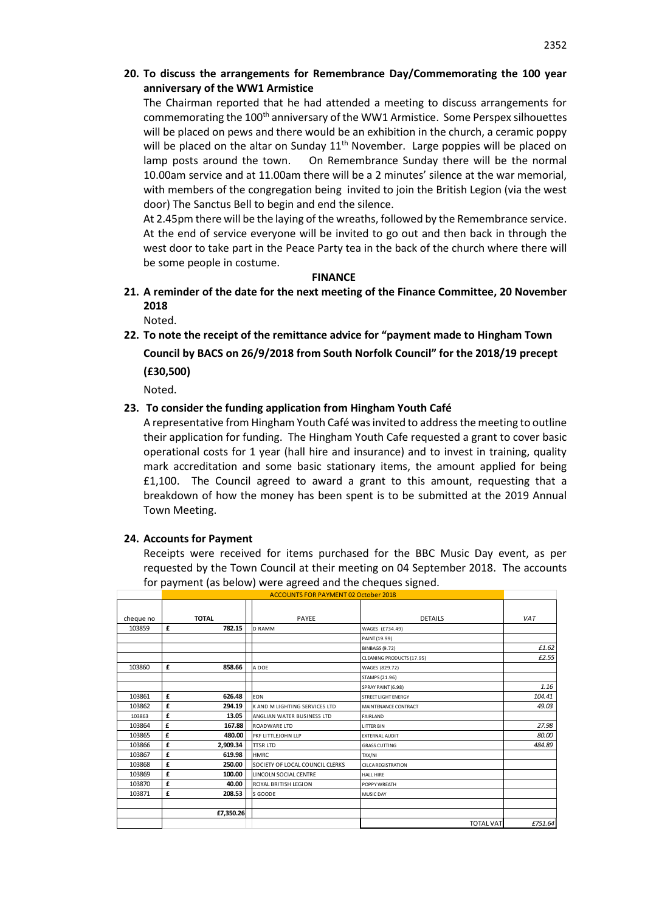**20. To discuss the arrangements for Remembrance Day/Commemorating the 100 year anniversary of the WW1 Armistice**

The Chairman reported that he had attended a meeting to discuss arrangements for commemorating the 100th anniversary of the WW1 Armistice. Some Perspex silhouettes will be placed on pews and there would be an exhibition in the church, a ceramic poppy will be placed on the altar on Sunday 11th November. Large poppies will be placed on lamp posts around the town. On Remembrance Sunday there will be the normal 10.00am service and at 11.00am there will be a 2 minutes' silence at the war memorial, with members of the congregation being invited to join the British Legion (via the west door) The Sanctus Bell to begin and end the silence.

At 2.45pm there will be the laying of the wreaths, followed by the Remembrance service. At the end of service everyone will be invited to go out and then back in through the west door to take part in the Peace Party tea in the back of the church where there will be some people in costume.

**FINANCE**

**21. A reminder of the date for the next meeting of the Finance Committee, 20 November 2018**

Noted.

**22. To note the receipt of the remittance advice for "payment made to Hingham Town Council by BACS on 26/9/2018 from South Norfolk Council" for the 2018/19 precept (£30,500)**

Noted.

**23. To consider the funding application from Hingham Youth Café**

A representative from Hingham Youth Café was invited to address the meeting to outline their application for funding. The Hingham Youth Cafe requested a grant to cover basic operational costs for 1 year (hall hire and insurance) and to invest in training, quality mark accreditation and some basic stationary items, the amount applied for being £1,100. The Council agreed to award a grant to this amount, requesting that a breakdown of how the money has been spent is to be submitted at the 2019 Annual Town Meeting.

**24. Accounts for Payment**

Receipts were received for items purchased for the BBC Music Day event, as per requested by the Town Council at their meeting on 04 September 2018. The accounts for payment (as below) were agreed and the cheques signed.

| ACCOUNTS FOR PAYMENT 02 October 2018 | | | | |
|---|---|---|---|---|
| cheque no | TOTAL | PAYEE | DETAILS | VAT |
| 103859 | £ 782.15 | D RAMM | WAGES (£734.49) | |
| | | | PAINT (19.99) | |
| | | | BINBAGS (9.72) | £1.62 |
| | | | CLEANING PRODUCTS (17.95) | £2.55 |
| 103860 | £ 858.66 | A DOE | WAGES (829.72) | |
| | | | STAMPS (21.96) | |
| | | | SPRAY PAINT (6.98) | 1.16 |
| 103861 | £ 626.48 | EON | STREET LIGHT ENERGY | 104.41 |
| 103862 | £ 294.19 | K AND M LIGHTING SERVICES LTD | MAINTENANCE CONTRACT | 49.03 |
| 103863 | £ 13.05 | ANGLIAN WATER BUSINESS LTD | FAIRLAND | |
| 103864 | £ 167.88 | ROADWARE LTD | LITTER BIN | 27.98 |
| 103865 | £ 480.00 | PKF LITTLEJOHN LLP | EXTERNAL AUDIT | 80.00 |
| 103866 | £ 2,909.34 | TTSR LTD | GRASS CUTTING | 484.89 |
| 103867 | £ 619.98 | HMRC | TAX/NI | |
| 103868 | £ 250.00 | SOCIETY OF LOCAL COUNCIL CLERKS | CILCA REGISTRATION | |
| 103869 | £ 100.00 | LINCOLN SOCIAL CENTRE | HALL HIRE | |
| 103870 | £ 40.00 | ROYAL BRITISH LEGION | POPPY WREATH | |
| 103871 | £ 208.53 | S GOODE | MUSIC DAY | |
| | | | | |
| | £7,350.26 | | | |
| | | | TOTAL VAT | £751.64 |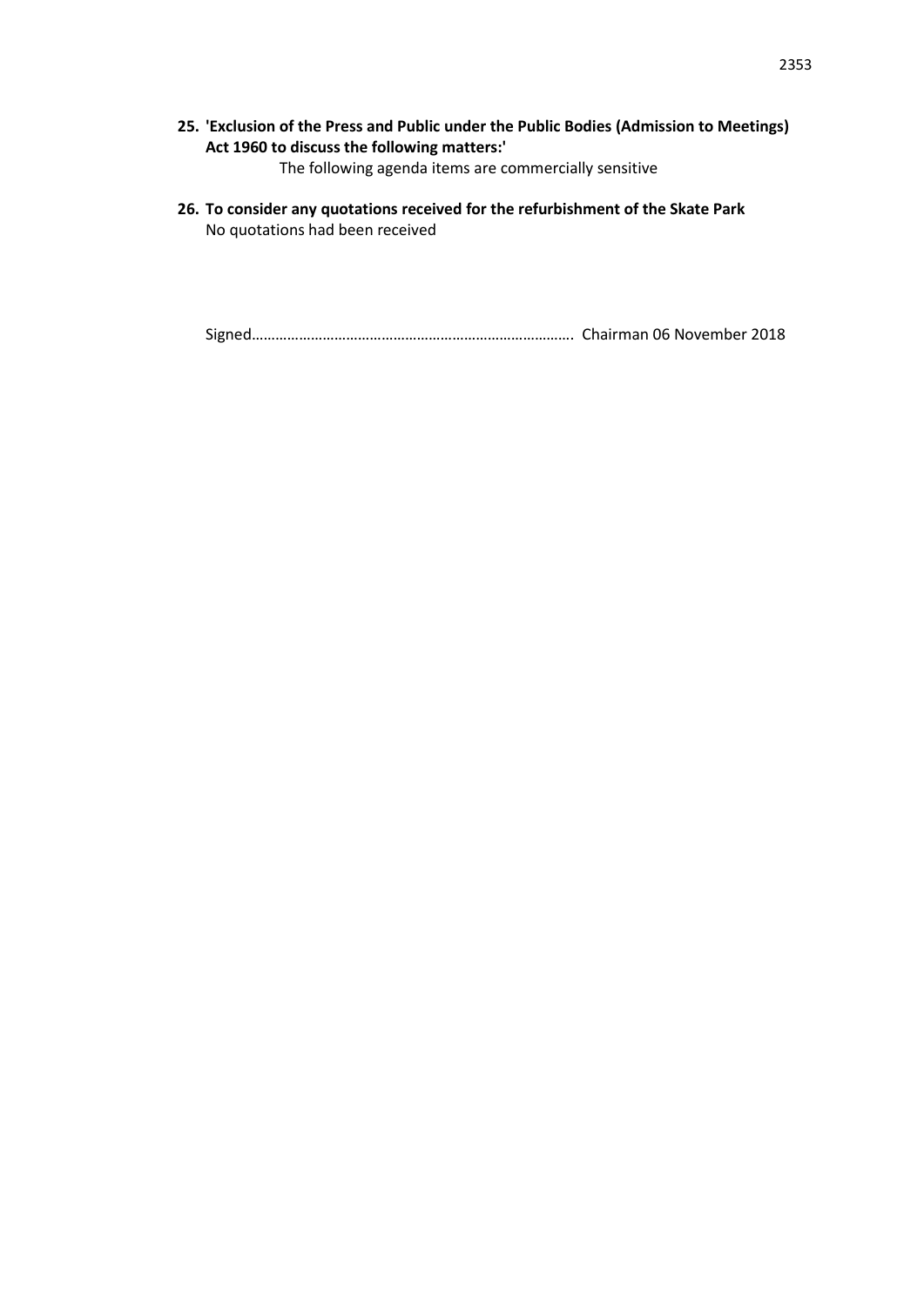**25. 'Exclusion of the Press and Public under the Public Bodies (Admission to Meetings) Act 1960 to discuss the following matters:'**

The following agenda items are commercially sensitive

**26. To consider any quotations received for the refurbishment of the Skate Park**

No quotations had been received

Signed………………………………………………………………………. Chairman 06 November 2018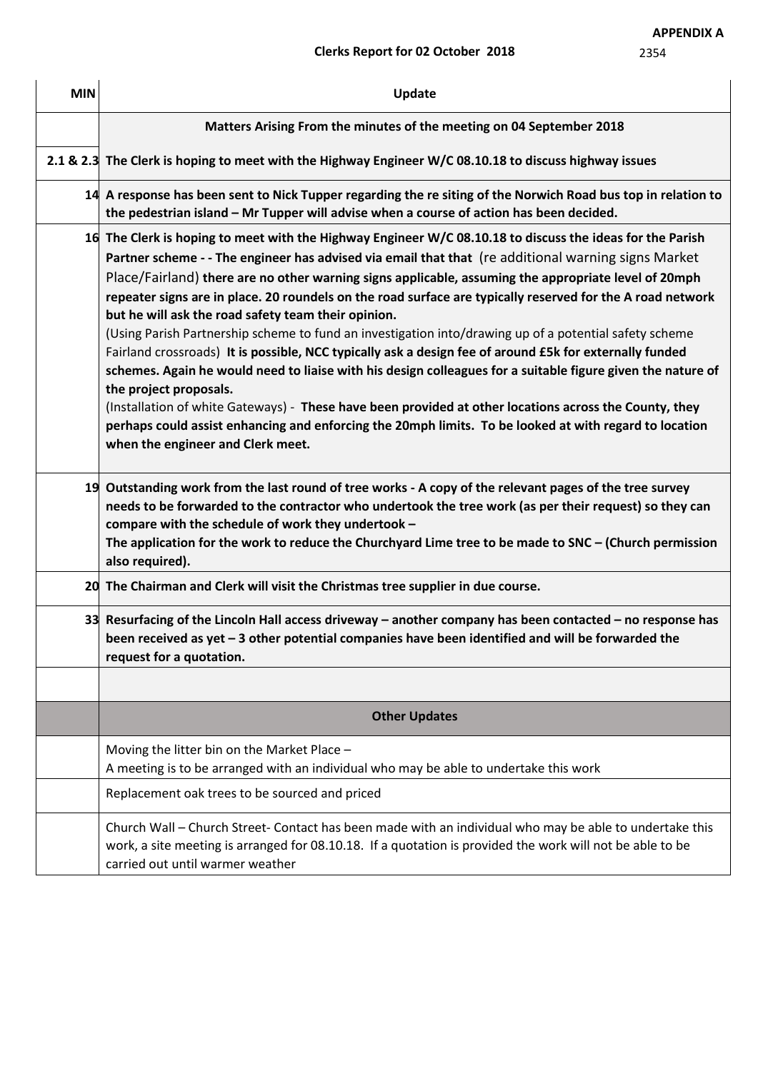**APPENDIX A**

**Clerks Report for 02 October 2018** 2354

| MIN | Update |
|---|---|
| | **Matters Arising From the minutes of the meeting on 04 September 2018** |
| 2.1 & 2.3 | **The Clerk is hoping to meet with the Highway Engineer W/C 08.10.18 to discuss highway issues** |
| 14 | **A response has been sent to Nick Tupper regarding the re siting of the Norwich Road bus top in relation to the pedestrian island – Mr Tupper will advise when a course of action has been decided.** |
| 16 | **The Clerk is hoping to meet with the Highway Engineer W/C 08.10.18 to discuss the ideas for the Parish Partner scheme - - The engineer has advised via email that that** (re additional warning signs Market Place/Fairland) **there are no other warning signs applicable, assuming the appropriate level of 20mph repeater signs are in place. 20 roundels on the road surface are typically reserved for the A road network but he will ask the road safety team their opinion.** (Using Parish Partnership scheme to fund an investigation into/drawing up of a potential safety scheme Fairland crossroads) **It is possible, NCC typically ask a design fee of around £5k for externally funded schemes. Again he would need to liaise with his design colleagues for a suitable figure given the nature of the project proposals.** (Installation of white Gateways) - **These have been provided at other locations across the County, they perhaps could assist enhancing and enforcing the 20mph limits. To be looked at with regard to location when the engineer and Clerk meet.** |
| 19 | **Outstanding work from the last round of tree works - A copy of the relevant pages of the tree survey needs to be forwarded to the contractor who undertook the tree work (as per their request) so they can compare with the schedule of work they undertook – The application for the work to reduce the Churchyard Lime tree to be made to SNC – (Church permission also required).** |
| 20 | **The Chairman and Clerk will visit the Christmas tree supplier in due course.** |
| 33 | **Resurfacing of the Lincoln Hall access driveway – another company has been contacted – no response has been received as yet – 3 other potential companies have been identified and will be forwarded the request for a quotation.** |
| | |
| | **Other Updates** |
| | Moving the litter bin on the Market Place – A meeting is to be arranged with an individual who may be able to undertake this work |
| | Replacement oak trees to be sourced and priced |
| | Church Wall – Church Street- Contact has been made with an individual who may be able to undertake this work, a site meeting is arranged for 08.10.18. If a quotation is provided the work will not be able to be carried out until warmer weather |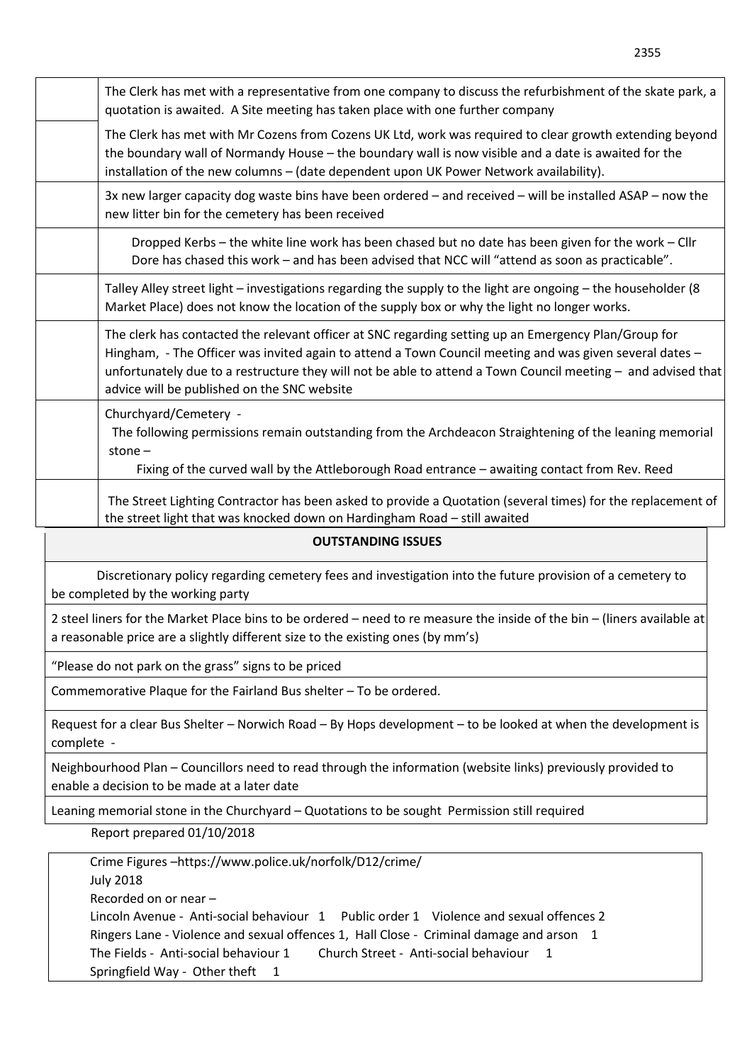| | |
|---|---|
| | The Clerk has met with a representative from one company to discuss the refurbishment of the skate park, a quotation is awaited. A Site meeting has taken place with one further company |
| | The Clerk has met with Mr Cozens from Cozens UK Ltd, work was required to clear growth extending beyond the boundary wall of Normandy House – the boundary wall is now visible and a date is awaited for the installation of the new columns – (date dependent upon UK Power Network availability). |
| | 3x new larger capacity dog waste bins have been ordered – and received – will be installed ASAP – now the new litter bin for the cemetery has been received |
| | Dropped Kerbs – the white line work has been chased but no date has been given for the work – Cllr Dore has chased this work – and has been advised that NCC will "attend as soon as practicable". |
| | Talley Alley street light – investigations regarding the supply to the light are ongoing – the householder (8 Market Place) does not know the location of the supply box or why the light no longer works. |
| | The clerk has contacted the relevant officer at SNC regarding setting up an Emergency Plan/Group for Hingham, - The Officer was invited again to attend a Town Council meeting and was given several dates – unfortunately due to a restructure they will not be able to attend a Town Council meeting – and advised that advice will be published on the SNC website |
| | Churchyard/Cemetery - The following permissions remain outstanding from the Archdeacon Straightening of the leaning memorial stone – Fixing of the curved wall by the Attleborough Road entrance – awaiting contact from Rev. Reed |
| | The Street Lighting Contractor has been asked to provide a Quotation (several times) for the replacement of the street light that was knocked down on Hardingham Road – still awaited |

| **OUTSTANDING ISSUES** |
|---|
| Discretionary policy regarding cemetery fees and investigation into the future provision of a cemetery to be completed by the working party |
| 2 steel liners for the Market Place bins to be ordered – need to re measure the inside of the bin – (liners available at a reasonable price are a slightly different size to the existing ones (by mm's) |
| "Please do not park on the grass" signs to be priced |
| Commemorative Plaque for the Fairland Bus shelter – To be ordered. |
| Request for a clear Bus Shelter – Norwich Road – By Hops development – to be looked at when the development is complete - |
| Neighbourhood Plan – Councillors need to read through the information (website links) previously provided to enable a decision to be made at a later date |
| Leaning memorial stone in the Churchyard – Quotations to be sought Permission still required |

Report prepared 01/10/2018

Crime Figures –https://www.police.uk/norfolk/D12/crime/

July 2018

Recorded on or near –

Lincoln Avenue - Anti-social behaviour 1 Public order 1 Violence and sexual offences 2

Ringers Lane - Violence and sexual offences 1, Hall Close - Criminal damage and arson 1

The Fields - Anti-social behaviour 1 Church Street - Anti-social behaviour 1

Springfield Way - Other theft 1